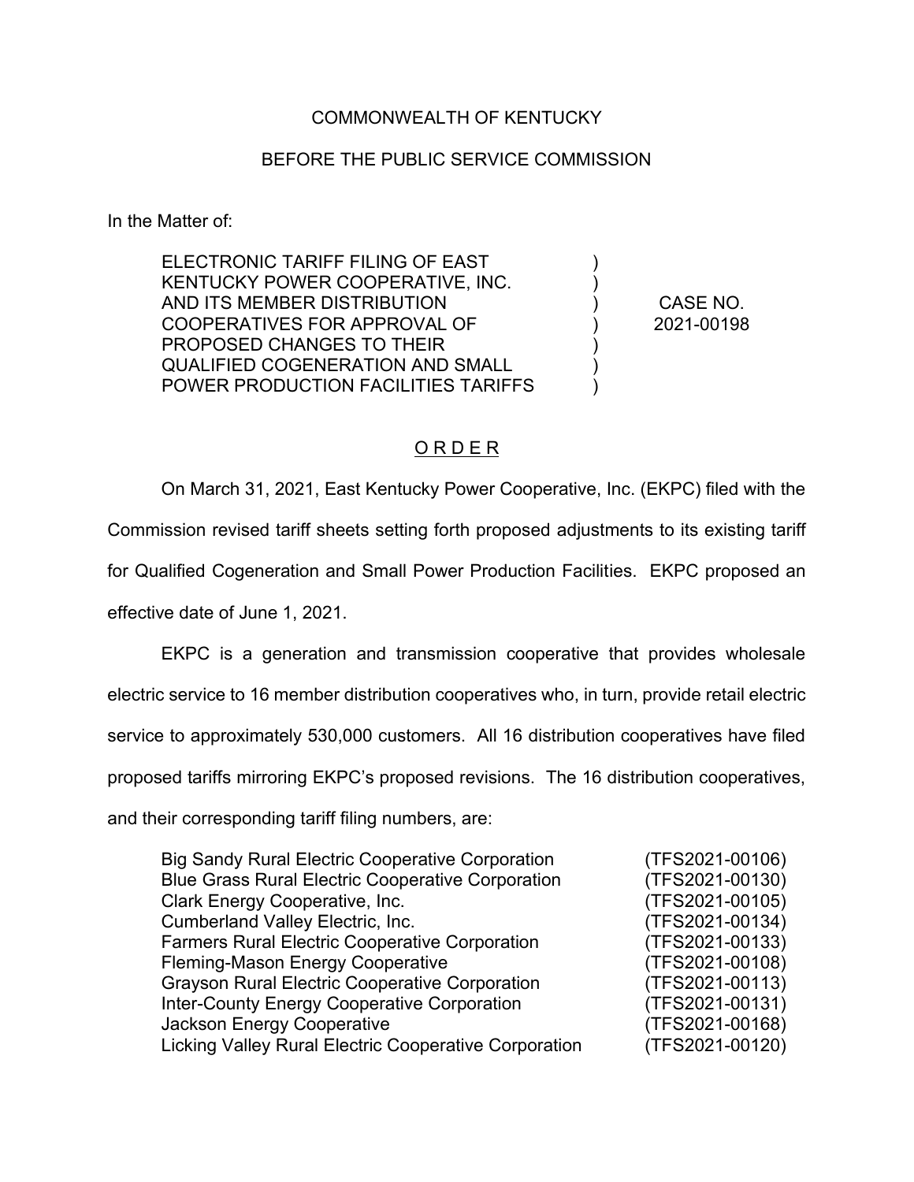COMMONWEALTH OF KENTUCKY

BEFORE THE PUBLIC SERVICE COMMISSION

In the Matter of:

| | | |
|---|---|---|
| ELECTRONIC TARIFF FILING OF EAST KENTUCKY POWER COOPERATIVE, INC. AND ITS MEMBER DISTRIBUTION COOPERATIVES FOR APPROVAL OF PROPOSED CHANGES TO THEIR QUALIFIED COGENERATION AND SMALL POWER PRODUCTION FACILITIES TARIFFS | ) | CASE NO. 2021-00198 |

O R D E R

On March 31, 2021, East Kentucky Power Cooperative, Inc. (EKPC) filed with the Commission revised tariff sheets setting forth proposed adjustments to its existing tariff for Qualified Cogeneration and Small Power Production Facilities. EKPC proposed an effective date of June 1, 2021.

EKPC is a generation and transmission cooperative that provides wholesale electric service to 16 member distribution cooperatives who, in turn, provide retail electric service to approximately 530,000 customers. All 16 distribution cooperatives have filed proposed tariffs mirroring EKPC's proposed revisions. The 16 distribution cooperatives, and their corresponding tariff filing numbers, are:

| | |
|---|---|
| Big Sandy Rural Electric Cooperative Corporation | (TFS2021-00106) |
| Blue Grass Rural Electric Cooperative Corporation | (TFS2021-00130) |
| Clark Energy Cooperative, Inc. | (TFS2021-00105) |
| Cumberland Valley Electric, Inc. | (TFS2021-00134) |
| Farmers Rural Electric Cooperative Corporation | (TFS2021-00133) |
| Fleming-Mason Energy Cooperative | (TFS2021-00108) |
| Grayson Rural Electric Cooperative Corporation | (TFS2021-00113) |
| Inter-County Energy Cooperative Corporation | (TFS2021-00131) |
| Jackson Energy Cooperative | (TFS2021-00168) |
| Licking Valley Rural Electric Cooperative Corporation | (TFS2021-00120) |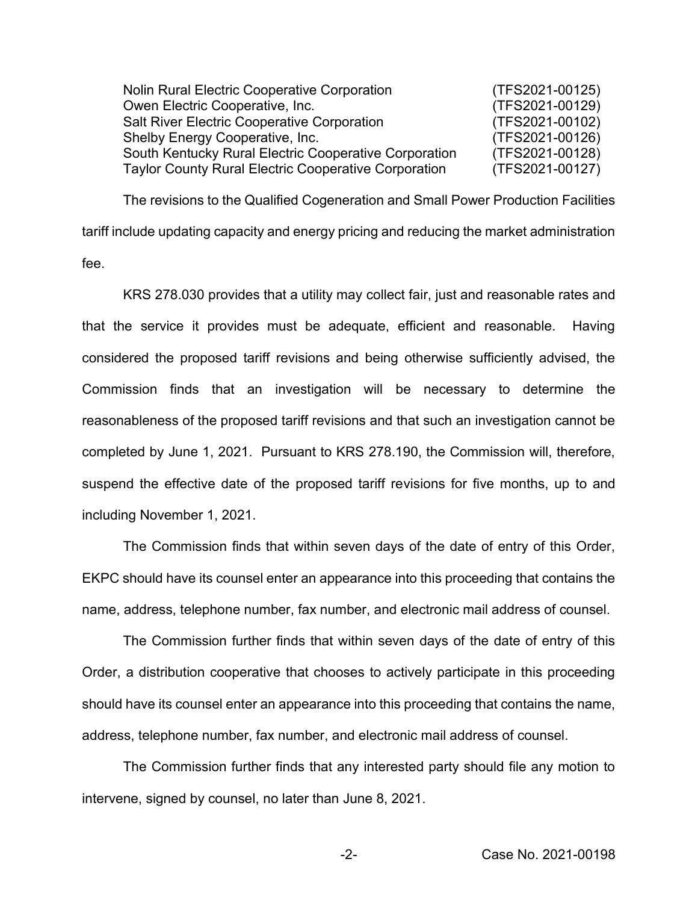| | |
|---|---|
| Nolin Rural Electric Cooperative Corporation | (TFS2021-00125) |
| Owen Electric Cooperative, Inc. | (TFS2021-00129) |
| Salt River Electric Cooperative Corporation | (TFS2021-00102) |
| Shelby Energy Cooperative, Inc. | (TFS2021-00126) |
| South Kentucky Rural Electric Cooperative Corporation | (TFS2021-00128) |
| Taylor County Rural Electric Cooperative Corporation | (TFS2021-00127) |

The revisions to the Qualified Cogeneration and Small Power Production Facilities tariff include updating capacity and energy pricing and reducing the market administration fee.

KRS 278.030 provides that a utility may collect fair, just and reasonable rates and that the service it provides must be adequate, efficient and reasonable. Having considered the proposed tariff revisions and being otherwise sufficiently advised, the Commission finds that an investigation will be necessary to determine the reasonableness of the proposed tariff revisions and that such an investigation cannot be completed by June 1, 2021. Pursuant to KRS 278.190, the Commission will, therefore, suspend the effective date of the proposed tariff revisions for five months, up to and including November 1, 2021.

The Commission finds that within seven days of the date of entry of this Order, EKPC should have its counsel enter an appearance into this proceeding that contains the name, address, telephone number, fax number, and electronic mail address of counsel.

The Commission further finds that within seven days of the date of entry of this Order, a distribution cooperative that chooses to actively participate in this proceeding should have its counsel enter an appearance into this proceeding that contains the name, address, telephone number, fax number, and electronic mail address of counsel.

The Commission further finds that any interested party should file any motion to intervene, signed by counsel, no later than June 8, 2021.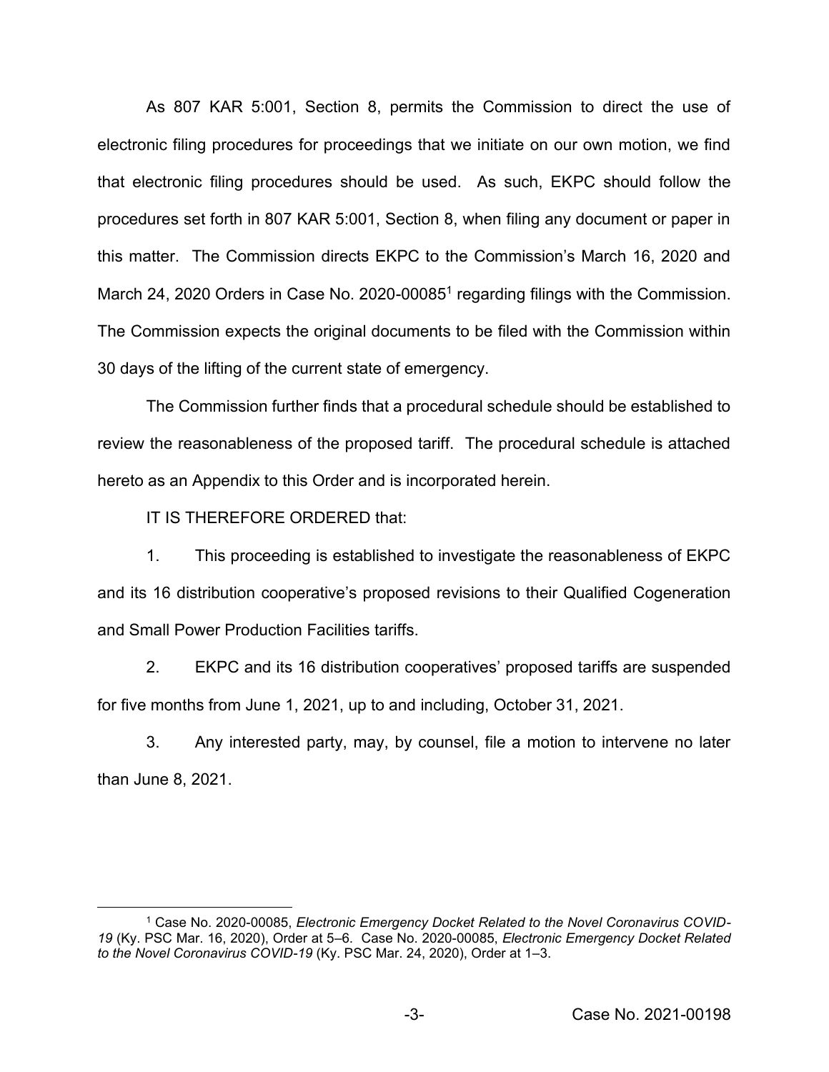As 807 KAR 5:001, Section 8, permits the Commission to direct the use of electronic filing procedures for proceedings that we initiate on our own motion, we find that electronic filing procedures should be used. As such, EKPC should follow the procedures set forth in 807 KAR 5:001, Section 8, when filing any document or paper in this matter. The Commission directs EKPC to the Commission's March 16, 2020 and March 24, 2020 Orders in Case No. 2020-00085[1] regarding filings with the Commission. The Commission expects the original documents to be filed with the Commission within 30 days of the lifting of the current state of emergency.

The Commission further finds that a procedural schedule should be established to review the reasonableness of the proposed tariff. The procedural schedule is attached hereto as an Appendix to this Order and is incorporated herein.

IT IS THEREFORE ORDERED that:

1. This proceeding is established to investigate the reasonableness of EKPC and its 16 distribution cooperative's proposed revisions to their Qualified Cogeneration and Small Power Production Facilities tariffs.

2. EKPC and its 16 distribution cooperatives' proposed tariffs are suspended for five months from June 1, 2021, up to and including, October 31, 2021.

3. Any interested party, may, by counsel, file a motion to intervene no later than June 8, 2021.

---

[1] Case No. 2020-00085, *Electronic Emergency Docket Related to the Novel Coronavirus COVID-19* (Ky. PSC Mar. 16, 2020), Order at 5–6. Case No. 2020-00085, *Electronic Emergency Docket Related to the Novel Coronavirus COVID-19* (Ky. PSC Mar. 24, 2020), Order at 1–3.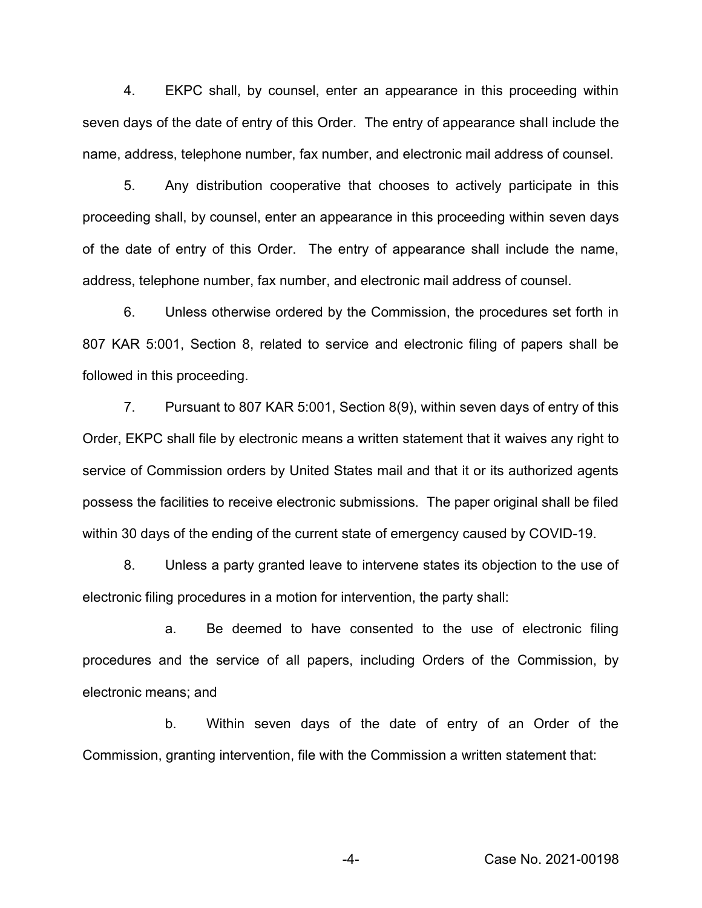4. EKPC shall, by counsel, enter an appearance in this proceeding within seven days of the date of entry of this Order. The entry of appearance shall include the name, address, telephone number, fax number, and electronic mail address of counsel.

5. Any distribution cooperative that chooses to actively participate in this proceeding shall, by counsel, enter an appearance in this proceeding within seven days of the date of entry of this Order. The entry of appearance shall include the name, address, telephone number, fax number, and electronic mail address of counsel.

6. Unless otherwise ordered by the Commission, the procedures set forth in 807 KAR 5:001, Section 8, related to service and electronic filing of papers shall be followed in this proceeding.

7. Pursuant to 807 KAR 5:001, Section 8(9), within seven days of entry of this Order, EKPC shall file by electronic means a written statement that it waives any right to service of Commission orders by United States mail and that it or its authorized agents possess the facilities to receive electronic submissions. The paper original shall be filed within 30 days of the ending of the current state of emergency caused by COVID-19.

8. Unless a party granted leave to intervene states its objection to the use of electronic filing procedures in a motion for intervention, the party shall:

a. Be deemed to have consented to the use of electronic filing procedures and the service of all papers, including Orders of the Commission, by electronic means; and

b. Within seven days of the date of entry of an Order of the Commission, granting intervention, file with the Commission a written statement that: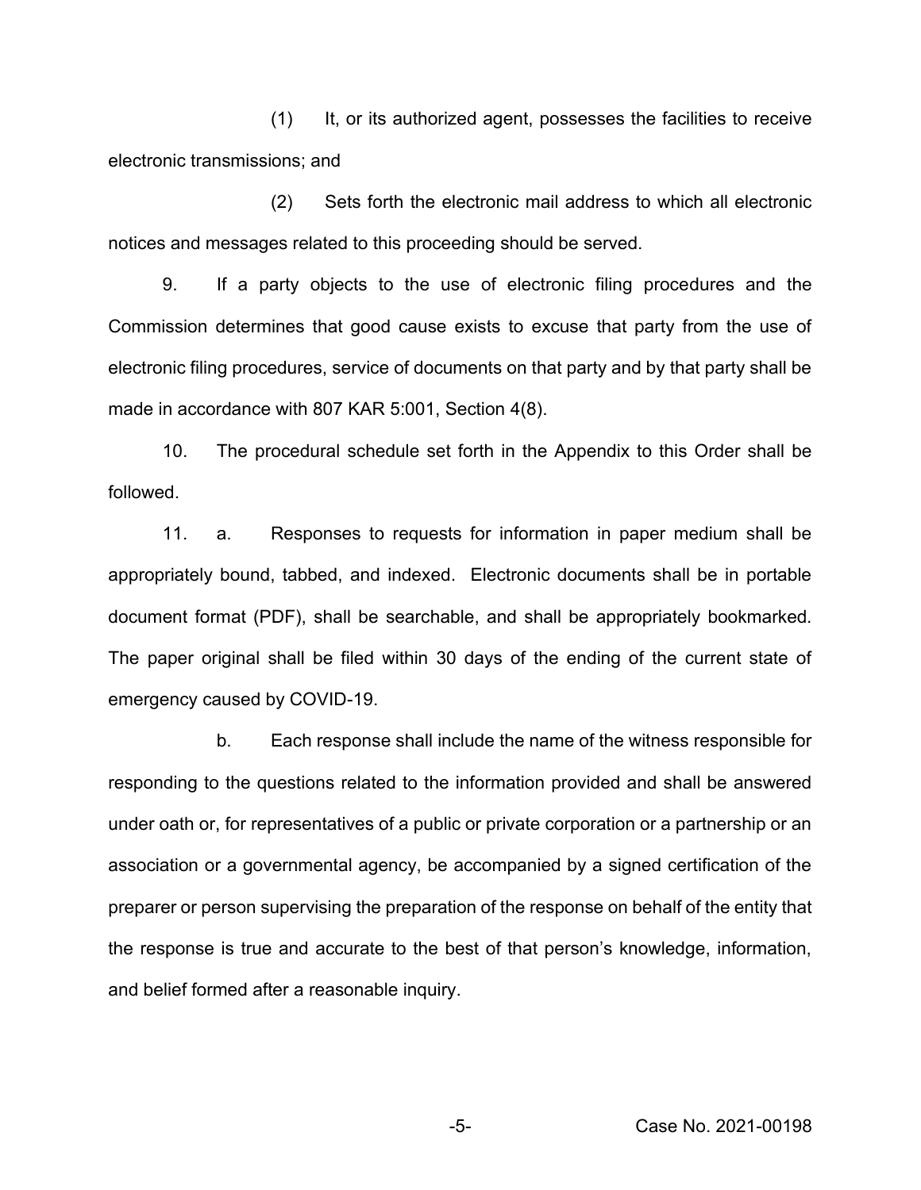(1) It, or its authorized agent, possesses the facilities to receive electronic transmissions; and

(2) Sets forth the electronic mail address to which all electronic notices and messages related to this proceeding should be served.

9. If a party objects to the use of electronic filing procedures and the Commission determines that good cause exists to excuse that party from the use of electronic filing procedures, service of documents on that party and by that party shall be made in accordance with 807 KAR 5:001, Section 4(8).

10. The procedural schedule set forth in the Appendix to this Order shall be followed.

11. a. Responses to requests for information in paper medium shall be appropriately bound, tabbed, and indexed. Electronic documents shall be in portable document format (PDF), shall be searchable, and shall be appropriately bookmarked. The paper original shall be filed within 30 days of the ending of the current state of emergency caused by COVID-19.

b. Each response shall include the name of the witness responsible for responding to the questions related to the information provided and shall be answered under oath or, for representatives of a public or private corporation or a partnership or an association or a governmental agency, be accompanied by a signed certification of the preparer or person supervising the preparation of the response on behalf of the entity that the response is true and accurate to the best of that person's knowledge, information, and belief formed after a reasonable inquiry.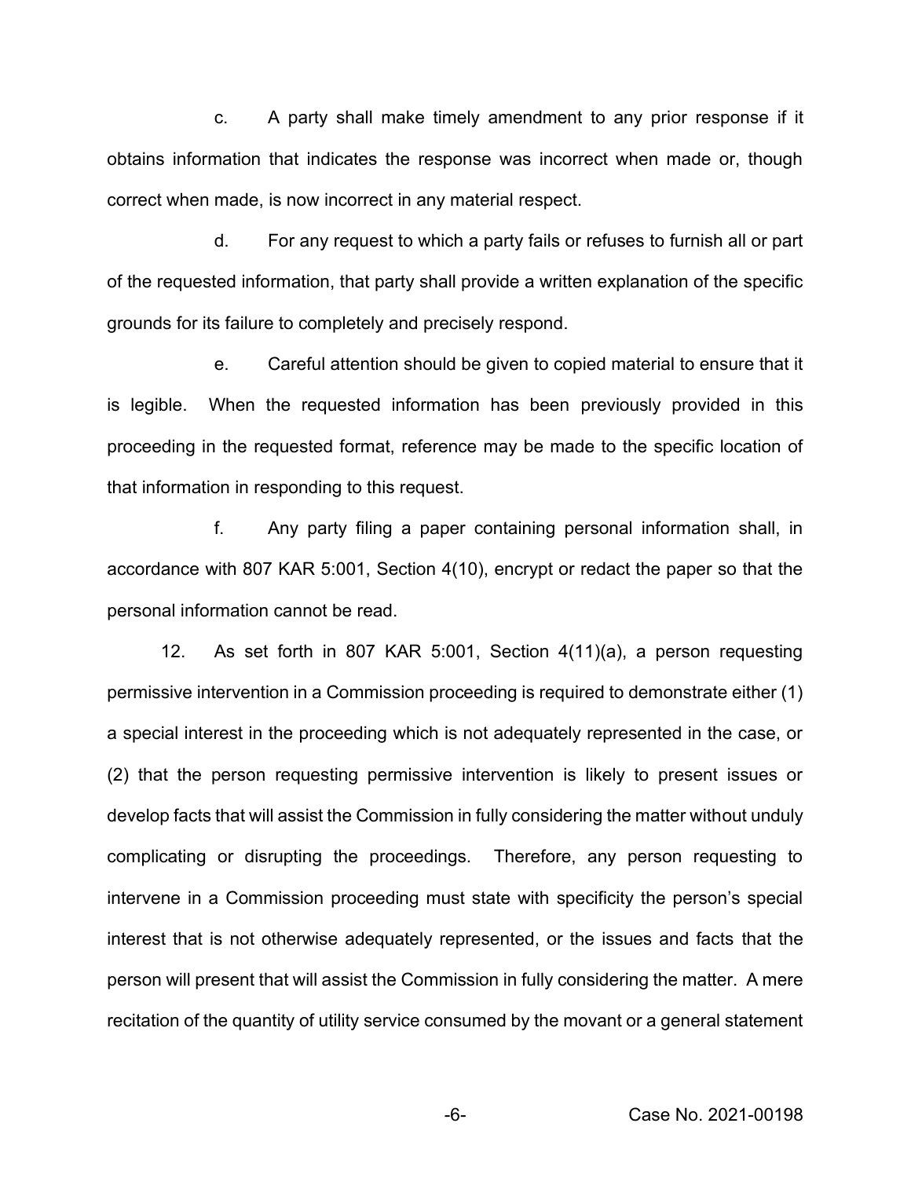c. A party shall make timely amendment to any prior response if it obtains information that indicates the response was incorrect when made or, though correct when made, is now incorrect in any material respect.

d. For any request to which a party fails or refuses to furnish all or part of the requested information, that party shall provide a written explanation of the specific grounds for its failure to completely and precisely respond.

e. Careful attention should be given to copied material to ensure that it is legible. When the requested information has been previously provided in this proceeding in the requested format, reference may be made to the specific location of that information in responding to this request.

f. Any party filing a paper containing personal information shall, in accordance with 807 KAR 5:001, Section 4(10), encrypt or redact the paper so that the personal information cannot be read.

12. As set forth in 807 KAR 5:001, Section 4(11)(a), a person requesting permissive intervention in a Commission proceeding is required to demonstrate either (1) a special interest in the proceeding which is not adequately represented in the case, or (2) that the person requesting permissive intervention is likely to present issues or develop facts that will assist the Commission in fully considering the matter without unduly complicating or disrupting the proceedings. Therefore, any person requesting to intervene in a Commission proceeding must state with specificity the person's special interest that is not otherwise adequately represented, or the issues and facts that the person will present that will assist the Commission in fully considering the matter. A mere recitation of the quantity of utility service consumed by the movant or a general statement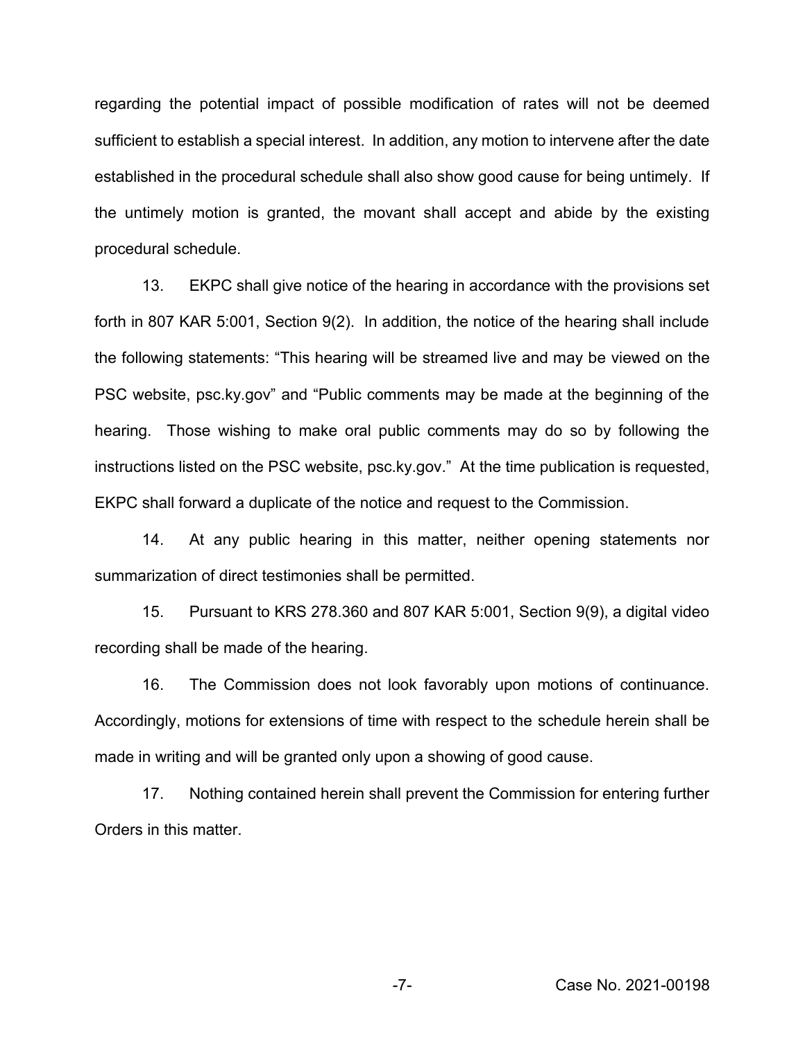regarding the potential impact of possible modification of rates will not be deemed sufficient to establish a special interest. In addition, any motion to intervene after the date established in the procedural schedule shall also show good cause for being untimely. If the untimely motion is granted, the movant shall accept and abide by the existing procedural schedule.

13. EKPC shall give notice of the hearing in accordance with the provisions set forth in 807 KAR 5:001, Section 9(2). In addition, the notice of the hearing shall include the following statements: "This hearing will be streamed live and may be viewed on the PSC website, psc.ky.gov" and "Public comments may be made at the beginning of the hearing. Those wishing to make oral public comments may do so by following the instructions listed on the PSC website, psc.ky.gov." At the time publication is requested, EKPC shall forward a duplicate of the notice and request to the Commission.

14. At any public hearing in this matter, neither opening statements nor summarization of direct testimonies shall be permitted.

15. Pursuant to KRS 278.360 and 807 KAR 5:001, Section 9(9), a digital video recording shall be made of the hearing.

16. The Commission does not look favorably upon motions of continuance. Accordingly, motions for extensions of time with respect to the schedule herein shall be made in writing and will be granted only upon a showing of good cause.

17. Nothing contained herein shall prevent the Commission for entering further Orders in this matter.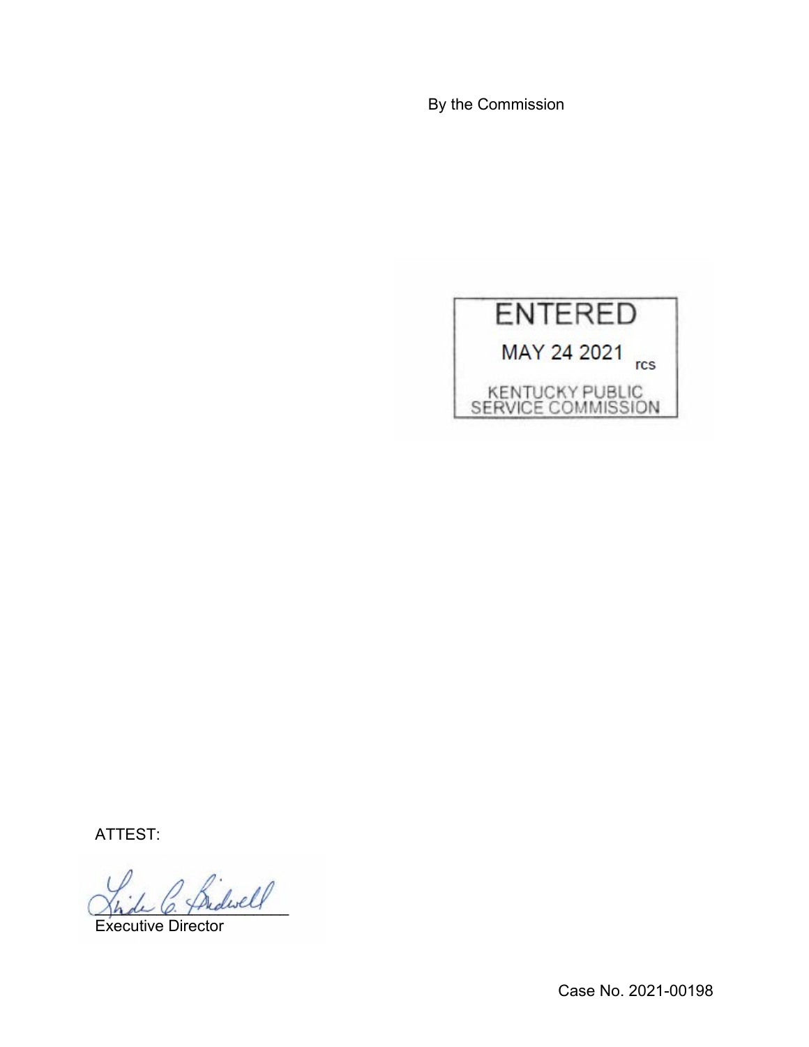By the Commission

ENTERED

MAY 24 2021 rcs

KENTUCKY PUBLIC SERVICE COMMISSION

ATTEST:

Executive Director

Case No. 2021-00198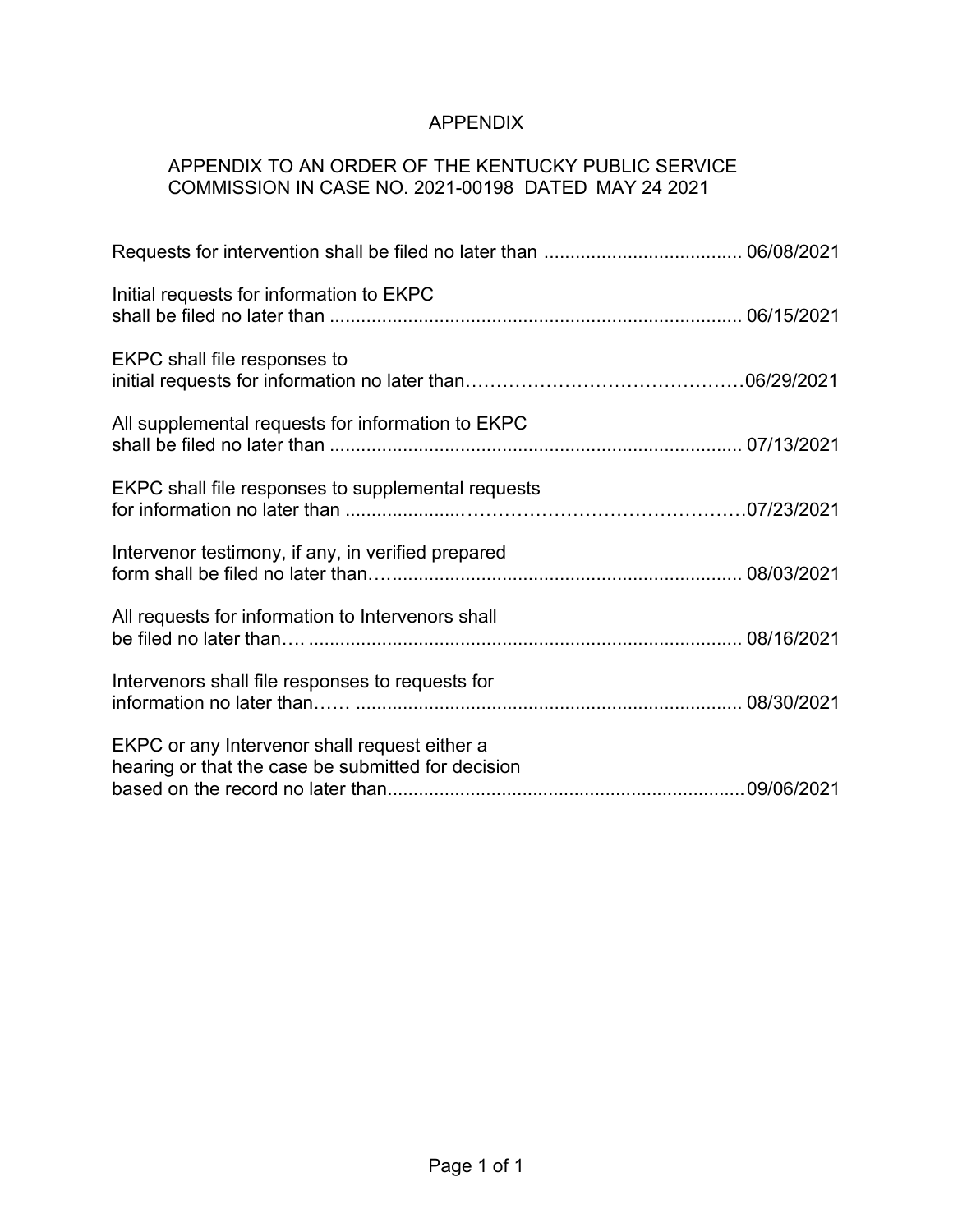# APPENDIX

## APPENDIX TO AN ORDER OF THE KENTUCKY PUBLIC SERVICE COMMISSION IN CASE NO. 2021-00198 DATED MAY 24 2021

Requests for intervention shall be filed no later than ...................................... 06/08/2021

Initial requests for information to EKPC shall be filed no later than ............................................................................. 06/15/2021

EKPC shall file responses to initial requests for information no later than……………………………………06/29/2021

All supplemental requests for information to EKPC shall be filed no later than ............................................................................. 07/13/2021

EKPC shall file responses to supplemental requests for information no later than ......................……………………………………07/23/2021

Intervenor testimony, if any, in verified prepared form shall be filed no later than….................................................................. 08/03/2021

All requests for information to Intervenors shall be filed no later than…. ................................................................................. 08/16/2021

Intervenors shall file responses to requests for information no later than…… ......................................................................... 08/30/2021

EKPC or any Intervenor shall request either a hearing or that the case be submitted for decision based on the record no later than.................................................................... 09/06/2021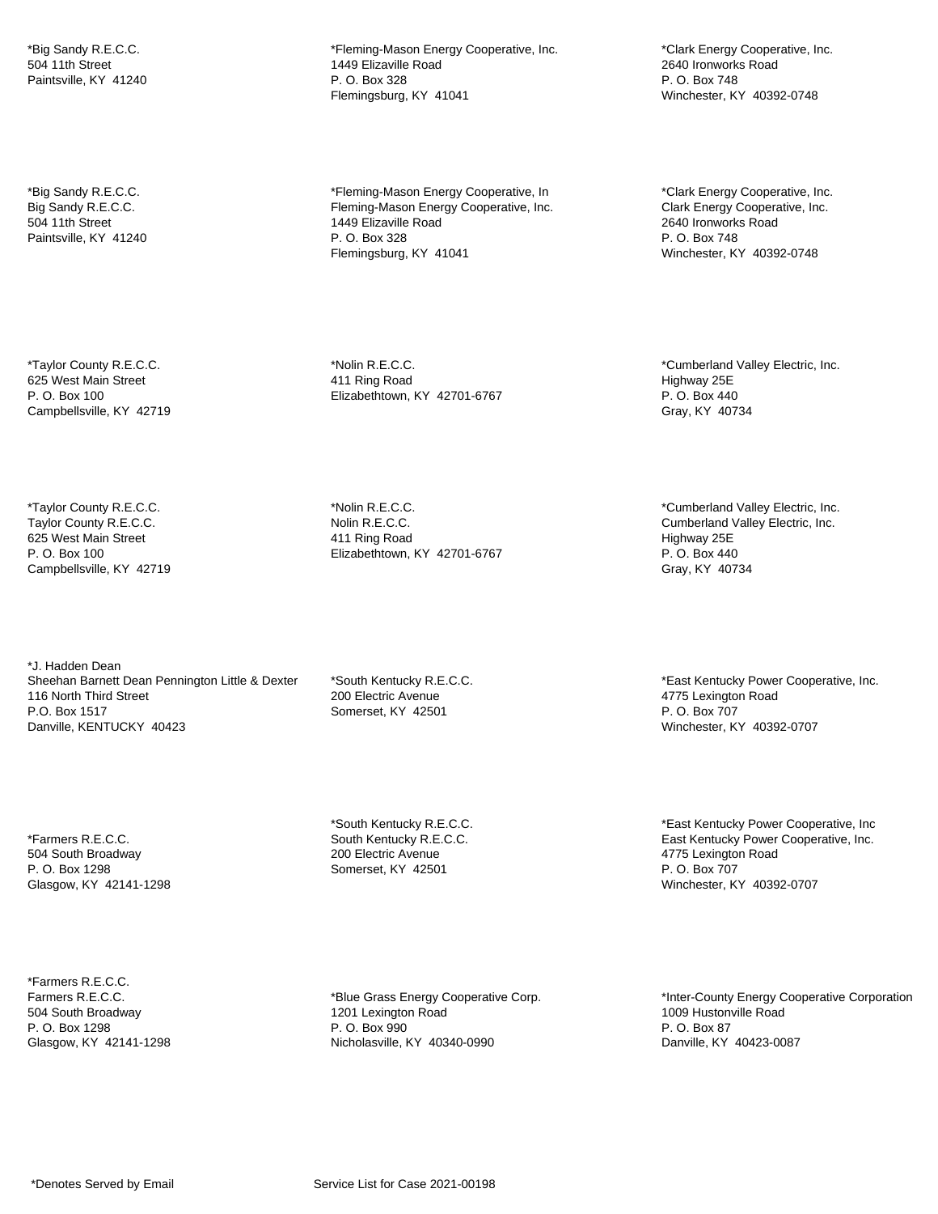*Big Sandy R.E.C.C.
504 11th Street
Paintsville, KY 41240

*Big Sandy R.E.C.C.
Big Sandy R.E.C.C.
504 11th Street
Paintsville, KY 41240

*Taylor County R.E.C.C.
625 West Main Street
P. O. Box 100
Campbellsville, KY 42719

*Taylor County R.E.C.C.
Taylor County R.E.C.C.
625 West Main Street
P. O. Box 100
Campbellsville, KY 42719

*J. Hadden Dean
Sheehan Barnett Dean Pennington Little & Dexter
116 North Third Street
P.O. Box 1517
Danville, KENTUCKY 40423

*Farmers R.E.C.C.
504 South Broadway
P. O. Box 1298
Glasgow, KY 42141-1298

*Farmers R.E.C.C.
Farmers R.E.C.C.
504 South Broadway
P. O. Box 1298
Glasgow, KY 42141-1298

*Fleming-Mason Energy Cooperative, Inc.
1449 Elizaville Road
P. O. Box 328
Flemingsburg, KY 41041

*Fleming-Mason Energy Cooperative, In
Fleming-Mason Energy Cooperative, Inc.
1449 Elizaville Road
P. O. Box 328
Flemingsburg, KY 41041

*Nolin R.E.C.C.
411 Ring Road
Elizabethtown, KY 42701-6767

*Nolin R.E.C.C.
Nolin R.E.C.C.
411 Ring Road
Elizabethtown, KY 42701-6767

*South Kentucky R.E.C.C.
200 Electric Avenue
Somerset, KY 42501

*South Kentucky R.E.C.C.
South Kentucky R.E.C.C.
200 Electric Avenue
Somerset, KY 42501

*Blue Grass Energy Cooperative Corp.
1201 Lexington Road
P. O. Box 990
Nicholasville, KY 40340-0990

*Clark Energy Cooperative, Inc.
2640 Ironworks Road
P. O. Box 748
Winchester, KY 40392-0748

*Clark Energy Cooperative, Inc.
Clark Energy Cooperative, Inc.
2640 Ironworks Road
P. O. Box 748
Winchester, KY 40392-0748

*Cumberland Valley Electric, Inc.
Highway 25E
P. O. Box 440
Gray, KY 40734

*Cumberland Valley Electric, Inc.
Cumberland Valley Electric, Inc.
Highway 25E
P. O. Box 440
Gray, KY 40734

*East Kentucky Power Cooperative, Inc.
4775 Lexington Road
P. O. Box 707
Winchester, KY 40392-0707

*East Kentucky Power Cooperative, Inc
East Kentucky Power Cooperative, Inc.
4775 Lexington Road
P. O. Box 707
Winchester, KY 40392-0707

*Inter-County Energy Cooperative Corporation
1009 Hustonville Road
P. O. Box 87
Danville, KY 40423-0087

*Denotes Served by Email

Service List for Case 2021-00198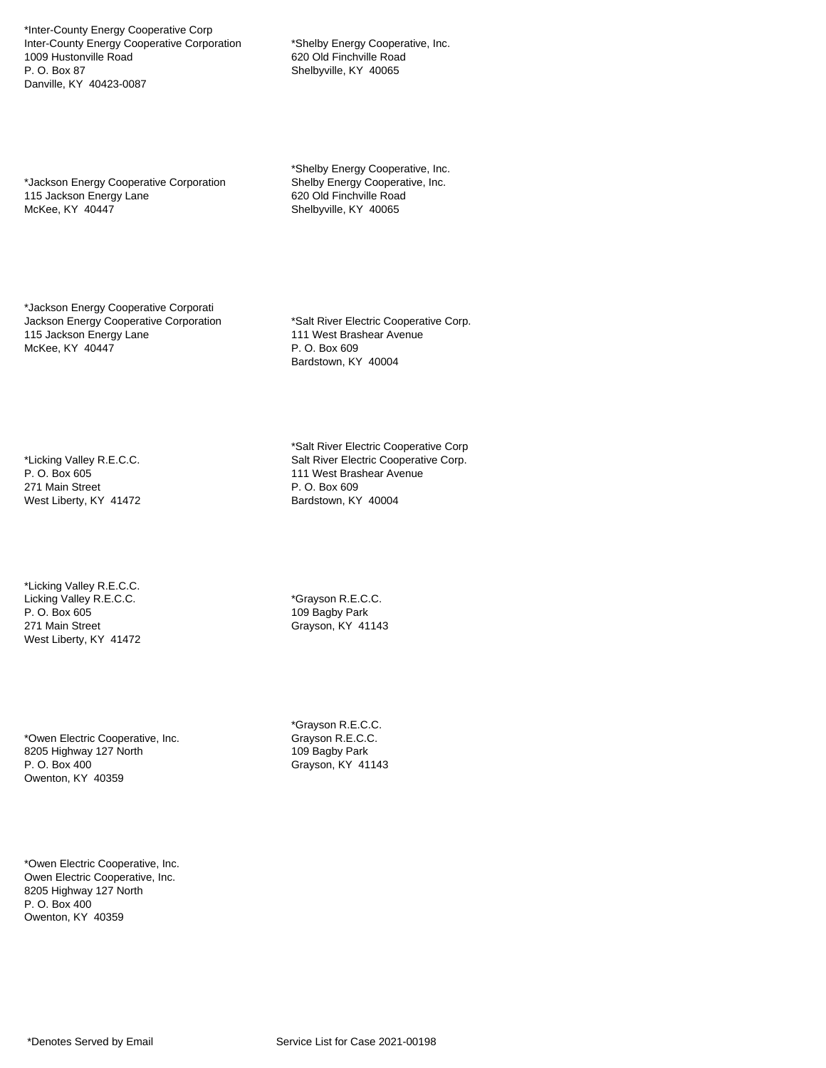*Inter-County Energy Cooperative Corp
Inter-County Energy Cooperative Corporation
1009 Hustonville Road
P. O. Box 87
Danville, KY 40423-0087

*Jackson Energy Cooperative Corporation
115 Jackson Energy Lane
McKee, KY 40447

*Jackson Energy Cooperative Corporati
Jackson Energy Cooperative Corporation
115 Jackson Energy Lane
McKee, KY 40447

*Licking Valley R.E.C.C.
P. O. Box 605
271 Main Street
West Liberty, KY 41472

*Licking Valley R.E.C.C.
Licking Valley R.E.C.C.
P. O. Box 605
271 Main Street
West Liberty, KY 41472

*Owen Electric Cooperative, Inc.
8205 Highway 127 North
P. O. Box 400
Owenton, KY 40359

*Owen Electric Cooperative, Inc.
Owen Electric Cooperative, Inc.
8205 Highway 127 North
P. O. Box 400
Owenton, KY 40359

*Shelby Energy Cooperative, Inc.
620 Old Finchville Road
Shelbyville, KY 40065

*Shelby Energy Cooperative, Inc.
Shelby Energy Cooperative, Inc.
620 Old Finchville Road
Shelbyville, KY 40065

*Salt River Electric Cooperative Corp.
111 West Brashear Avenue
P. O. Box 609
Bardstown, KY 40004

*Salt River Electric Cooperative Corp
Salt River Electric Cooperative Corp.
111 West Brashear Avenue
P. O. Box 609
Bardstown, KY 40004

*Grayson R.E.C.C.
109 Bagby Park
Grayson, KY 41143

*Grayson R.E.C.C.
Grayson R.E.C.C.
109 Bagby Park
Grayson, KY 41143

*Denotes Served by Email

Service List for Case 2021-00198